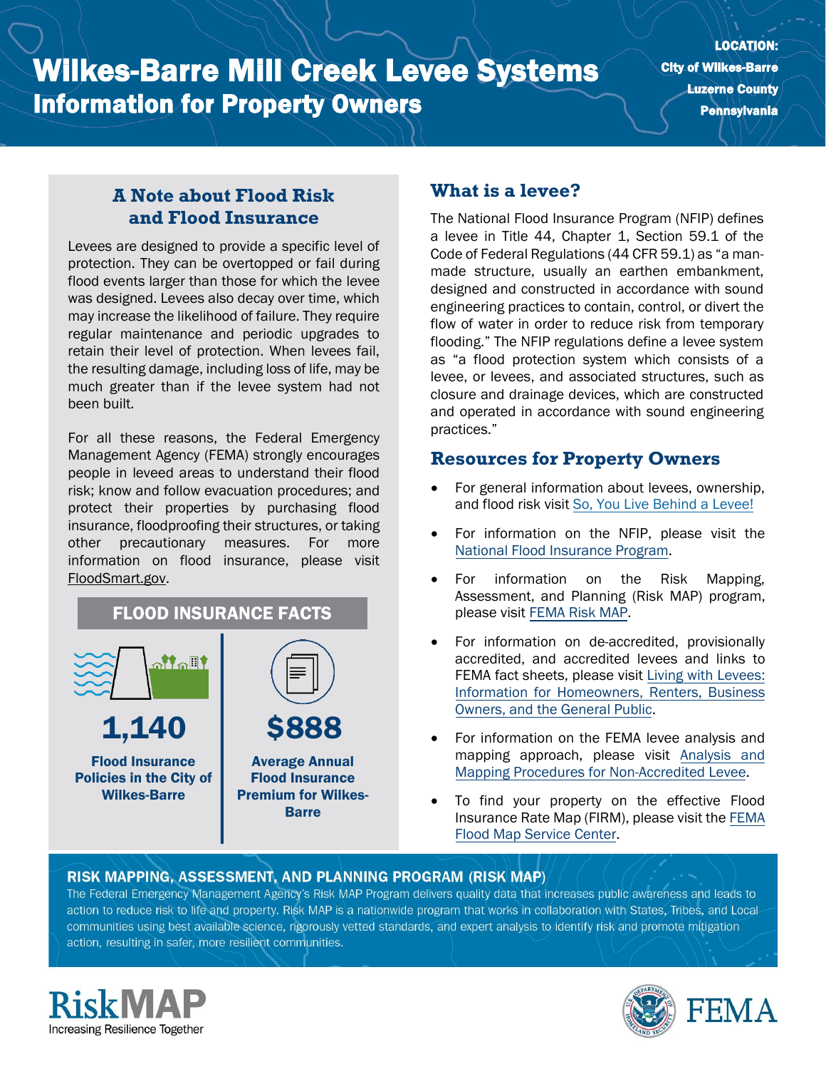# Wilkes-Barre Mill Creek Levee Systems
## Information for Property Owners

**LOCATION:**
**City of Wilkes-Barre**
**Luzerne County**
**Pennsylvania**

### A Note about Flood Risk and Flood Insurance

Levees are designed to provide a specific level of protection. They can be overtopped or fail during flood events larger than those for which the levee was designed. Levees also decay over time, which may increase the likelihood of failure. They require regular maintenance and periodic upgrades to retain their level of protection. When levees fail, the resulting damage, including loss of life, may be much greater than if the levee system had not been built.

For all these reasons, the Federal Emergency Management Agency (FEMA) strongly encourages people in leveed areas to understand their flood risk; know and follow evacuation procedures; and protect their properties by purchasing flood insurance, floodproofing their structures, or taking other precautionary measures. For more information on flood insurance, please visit FloodSmart.gov.

### FLOOD INSURANCE FACTS

**1,140**
**Flood Insurance Policies in the City of Wilkes-Barre**

**$888**
**Average Annual Flood Insurance Premium for Wilkes-Barre**

### What is a levee?

The National Flood Insurance Program (NFIP) defines a levee in Title 44, Chapter 1, Section 59.1 of the Code of Federal Regulations (44 CFR 59.1) as "a man-made structure, usually an earthen embankment, designed and constructed in accordance with sound engineering practices to contain, control, or divert the flow of water in order to reduce risk from temporary flooding." The NFIP regulations define a levee system as "a flood protection system which consists of a levee, or levees, and associated structures, such as closure and drainage devices, which are constructed and operated in accordance with sound engineering practices."

### Resources for Property Owners

- For general information about levees, ownership, and flood risk visit So, You Live Behind a Levee!
- For information on the NFIP, please visit the National Flood Insurance Program.
- For information on the Risk Mapping, Assessment, and Planning (Risk MAP) program, please visit FEMA Risk MAP.
- For information on de-accredited, provisionally accredited, and accredited levees and links to FEMA fact sheets, please visit Living with Levees: Information for Homeowners, Renters, Business Owners, and the General Public.
- For information on the FEMA levee analysis and mapping approach, please visit Analysis and Mapping Procedures for Non-Accredited Levee.
- To find your property on the effective Flood Insurance Rate Map (FIRM), please visit the FEMA Flood Map Service Center.

### RISK MAPPING, ASSESSMENT, AND PLANNING PROGRAM (RISK MAP)

The Federal Emergency Management Agency's Risk MAP Program delivers quality data that increases public awareness and leads to action to reduce risk to life and property. Risk MAP is a nationwide program that works in collaboration with States, Tribes, and Local communities using best available science, rigorously vetted standards, and expert analysis to identify risk and promote mitigation action, resulting in safer, more resilient communities.

RiskMAP Increasing Resilience Together

FEMA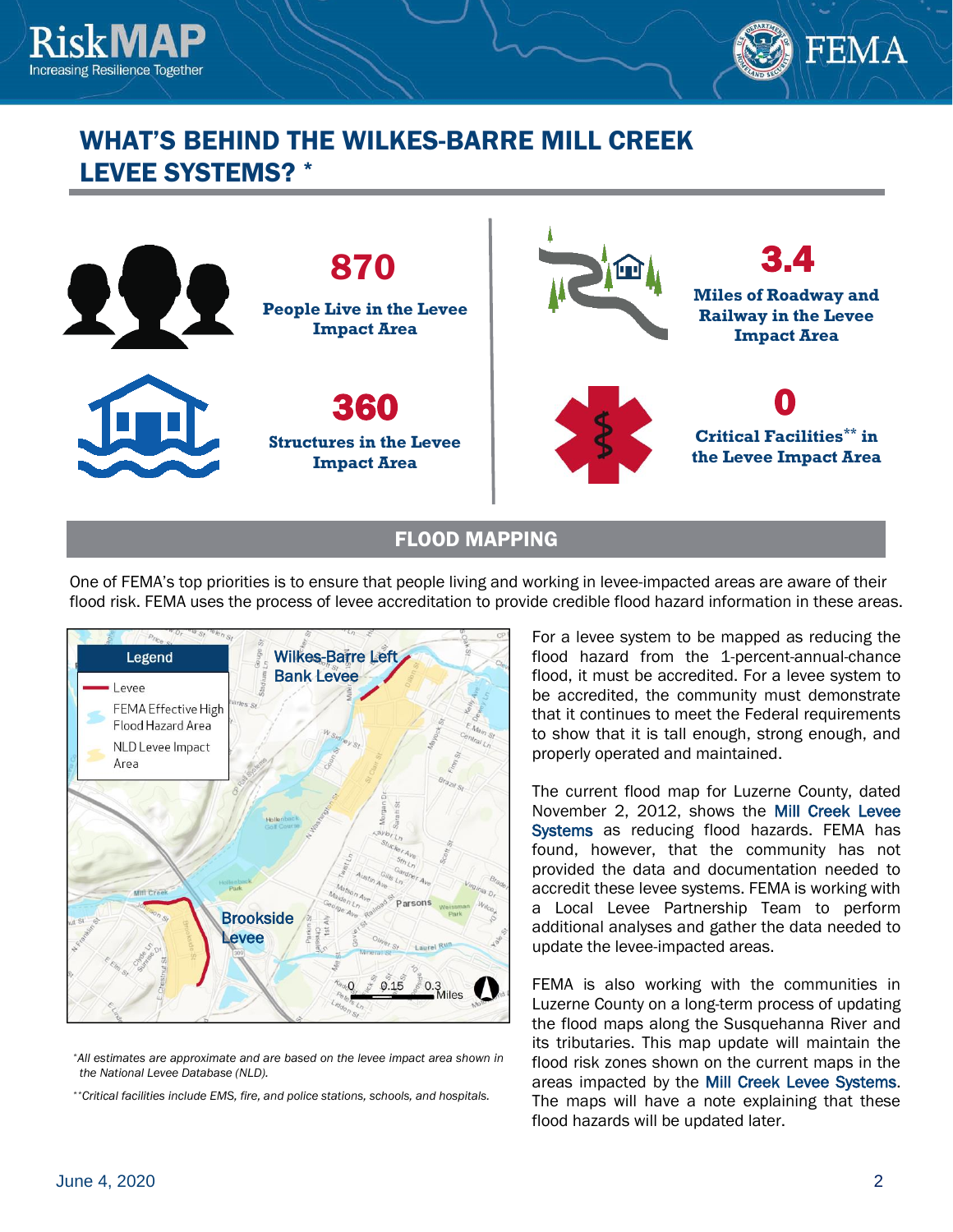# WHAT'S BEHIND THE WILKES-BARRE MILL CREEK LEVEE SYSTEMS? *

**870**

**People Live in the Levee Impact Area**

**360**

**Structures in the Levee Impact Area**

**3.4**

**Miles of Roadway and Railway in the Levee Impact Area**

**0**

**Critical Facilities** ** **in the Levee Impact Area**

## FLOOD MAPPING

One of FEMA's top priorities is to ensure that people living and working in levee-impacted areas are aware of their flood risk. FEMA uses the process of levee accreditation to provide credible flood hazard information in these areas.

Legend

Levee

FEMA Effective High Flood Hazard Area

NLD Levee Impact Area

Wilkes-Barre Left Bank Levee

Brookside Levee

0 0.15 0.3 Miles

*\*All estimates are approximate and are based on the levee impact area shown in the National Levee Database (NLD).*

*\*\*Critical facilities include EMS, fire, and police stations, schools, and hospitals.*

For a levee system to be mapped as reducing the flood hazard from the 1-percent-annual-chance flood, it must be accredited. For a levee system to be accredited, the community must demonstrate that it continues to meet the Federal requirements to show that it is tall enough, strong enough, and properly operated and maintained.

The current flood map for Luzerne County, dated November 2, 2012, shows the Mill Creek Levee Systems as reducing flood hazards. FEMA has found, however, that the community has not provided the data and documentation needed to accredit these levee systems. FEMA is working with a Local Levee Partnership Team to perform additional analyses and gather the data needed to update the levee-impacted areas.

FEMA is also working with the communities in Luzerne County on a long-term process of updating the flood maps along the Susquehanna River and its tributaries. This map update will maintain the flood risk zones shown on the current maps in the areas impacted by the Mill Creek Levee Systems. The maps will have a note explaining that these flood hazards will be updated later.